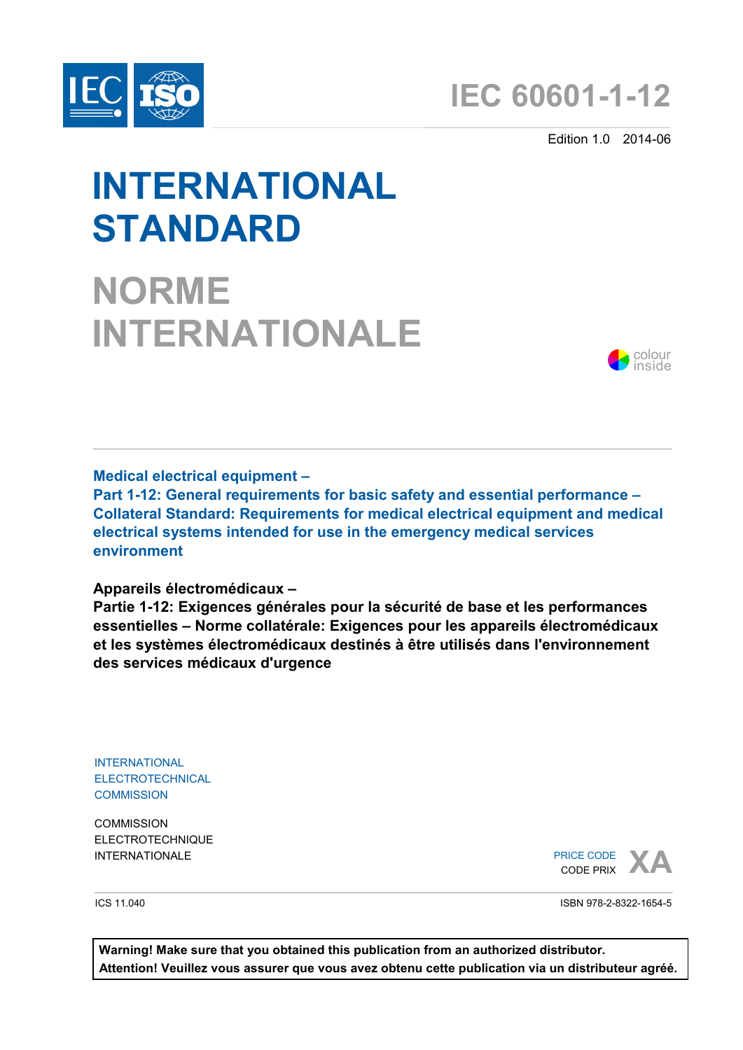IEC ISO

# IEC 60601-1-12

Edition 1.0 2014-06

# INTERNATIONAL STANDARD

# NORME INTERNATIONALE

colour inside

**Medical electrical equipment –**
**Part 1-12: General requirements for basic safety and essential performance – Collateral Standard: Requirements for medical electrical equipment and medical electrical systems intended for use in the emergency medical services environment**

**Appareils électromédicaux –**
**Partie 1-12: Exigences générales pour la sécurité de base et les performances essentielles – Norme collatérale: Exigences pour les appareils électromédicaux et les systèmes électromédicaux destinés à être utilisés dans l'environnement des services médicaux d'urgence**

INTERNATIONAL
ELECTROTECHNICAL
COMMISSION

COMMISSION
ELECTROTECHNIQUE
INTERNATIONALE

PRICE CODE
CODE PRIX **XA**

ICS 11.040

ISBN 978-2-8322-1654-5

**Warning! Make sure that you obtained this publication from an authorized distributor.**
**Attention! Veuillez vous assurer que vous avez obtenu cette publication via un distributeur agréé.**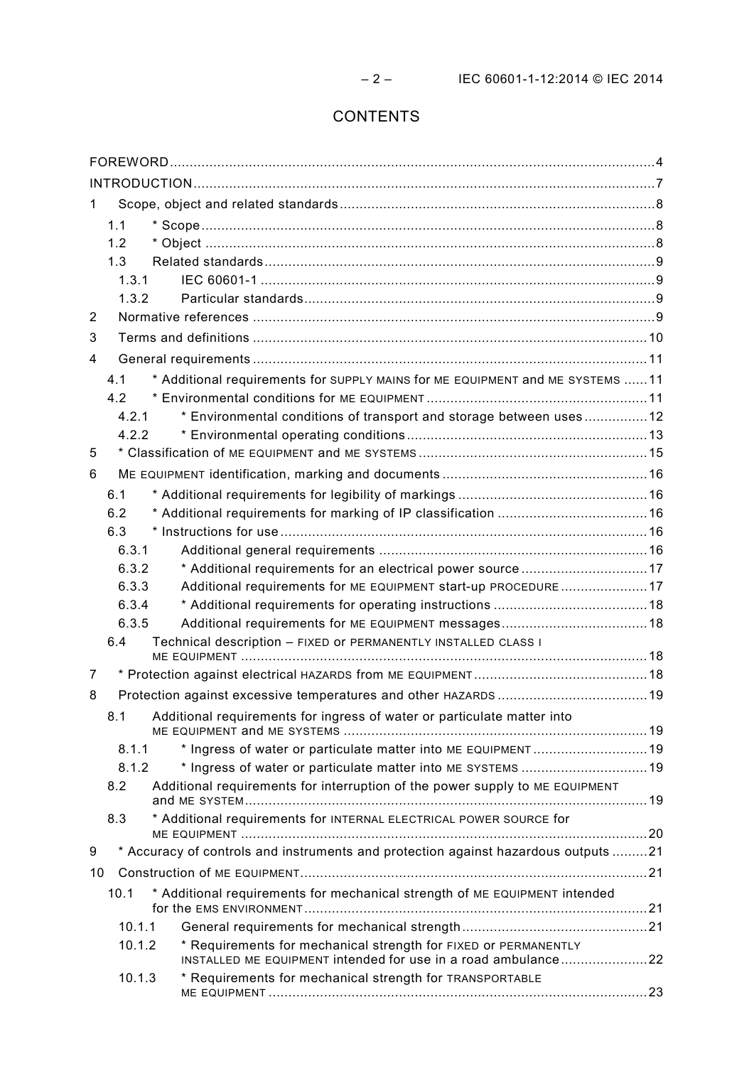# CONTENTS

FOREWORD ... 4

INTRODUCTION ... 7

1 Scope, object and related standards ... 8

- 1.1 * Scope ... 8
- 1.2 * Object ... 8
- 1.3 Related standards ... 9
  - 1.3.1 IEC 60601-1 ... 9
  - 1.3.2 Particular standards ... 9

2 Normative references ... 9

3 Terms and definitions ... 10

4 General requirements ... 11

- 4.1 * Additional requirements for SUPPLY MAINS for ME EQUIPMENT and ME SYSTEMS ... 11
- 4.2 * Environmental conditions for ME EQUIPMENT ... 11
  - 4.2.1 * Environmental conditions of transport and storage between uses ... 12
  - 4.2.2 * Environmental operating conditions ... 13

5 * Classification of ME EQUIPMENT and ME SYSTEMS ... 15

6 ME EQUIPMENT identification, marking and documents ... 16

- 6.1 * Additional requirements for legibility of markings ... 16
- 6.2 * Additional requirements for marking of IP classification ... 16
- 6.3 * Instructions for use ... 16
  - 6.3.1 Additional general requirements ... 16
  - 6.3.2 * Additional requirements for an electrical power source ... 17
  - 6.3.3 Additional requirements for ME EQUIPMENT start-up PROCEDURE ... 17
  - 6.3.4 * Additional requirements for operating instructions ... 18
  - 6.3.5 Additional requirements for ME EQUIPMENT messages ... 18
- 6.4 Technical description – FIXED or PERMANENTLY INSTALLED CLASS I ME EQUIPMENT ... 18

7 * Protection against electrical HAZARDS from ME EQUIPMENT ... 18

8 Protection against excessive temperatures and other HAZARDS ... 19

- 8.1 Additional requirements for ingress of water or particulate matter into ME EQUIPMENT and ME SYSTEMS ... 19
  - 8.1.1 * Ingress of water or particulate matter into ME EQUIPMENT ... 19
  - 8.1.2 * Ingress of water or particulate matter into ME SYSTEMS ... 19
- 8.2 Additional requirements for interruption of the power supply to ME EQUIPMENT and ME SYSTEM ... 19
- 8.3 * Additional requirements for INTERNAL ELECTRICAL POWER SOURCE for ME EQUIPMENT ... 20

9 * Accuracy of controls and instruments and protection against hazardous outputs ... 21

10 Construction of ME EQUIPMENT ... 21

- 10.1 * Additional requirements for mechanical strength of ME EQUIPMENT intended for the EMS ENVIRONMENT ... 21
  - 10.1.1 General requirements for mechanical strength ... 21
  - 10.1.2 * Requirements for mechanical strength for FIXED or PERMANENTLY INSTALLED ME EQUIPMENT intended for use in a road ambulance ... 22
  - 10.1.3 * Requirements for mechanical strength for TRANSPORTABLE ME EQUIPMENT ... 23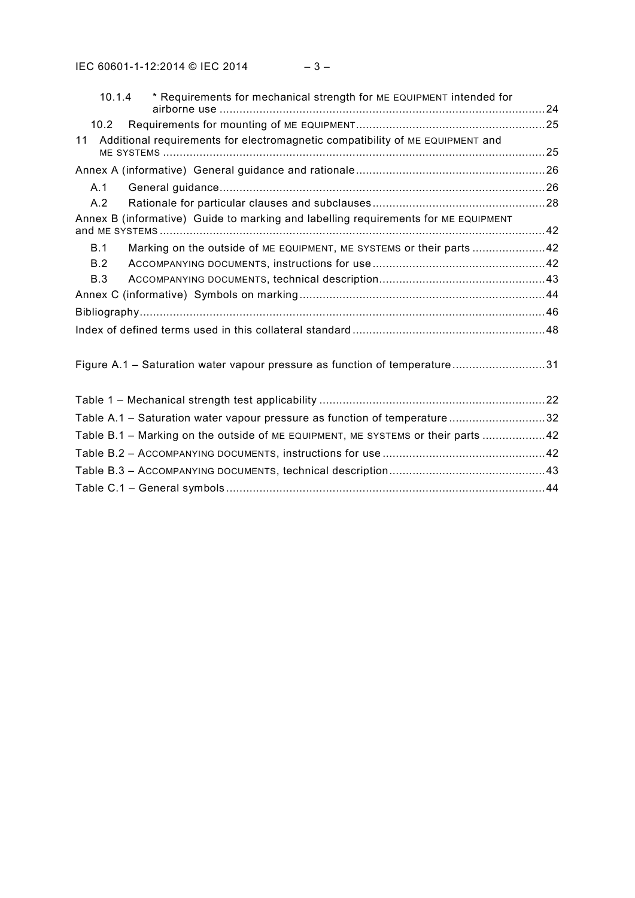10.1.4 * Requirements for mechanical strength for ME EQUIPMENT intended for airborne use ... 24

10.2 Requirements for mounting of ME EQUIPMENT ... 25

11 Additional requirements for electromagnetic compatibility of ME EQUIPMENT and ME SYSTEMS ... 25

Annex A (informative) General guidance and rationale ... 26

A.1 General guidance ... 26

A.2 Rationale for particular clauses and subclauses ... 28

Annex B (informative) Guide to marking and labelling requirements for ME EQUIPMENT and ME SYSTEMS ... 42

B.1 Marking on the outside of ME EQUIPMENT, ME SYSTEMS or their parts ... 42

B.2 ACCOMPANYING DOCUMENTS, instructions for use ... 42

B.3 ACCOMPANYING DOCUMENTS, technical description ... 43

Annex C (informative) Symbols on marking ... 44

Bibliography ... 46

Index of defined terms used in this collateral standard ... 48

Figure A.1 – Saturation water vapour pressure as function of temperature ... 31

Table 1 – Mechanical strength test applicability ... 22

Table A.1 – Saturation water vapour pressure as function of temperature ... 32

Table B.1 – Marking on the outside of ME EQUIPMENT, ME SYSTEMS or their parts ... 42

Table B.2 – ACCOMPANYING DOCUMENTS, instructions for use ... 42

Table B.3 – ACCOMPANYING DOCUMENTS, technical description ... 43

Table C.1 – General symbols ... 44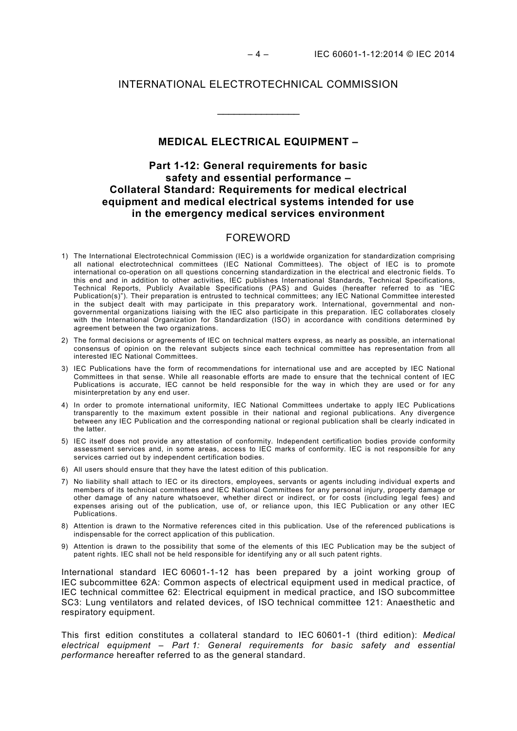INTERNATIONAL ELECTROTECHNICAL COMMISSION

____________

**MEDICAL ELECTRICAL EQUIPMENT –**

**Part 1-12: General requirements for basic safety and essential performance – Collateral Standard: Requirements for medical electrical equipment and medical electrical systems intended for use in the emergency medical services environment**

## FOREWORD

1) The International Electrotechnical Commission (IEC) is a worldwide organization for standardization comprising all national electrotechnical committees (IEC National Committees). The object of IEC is to promote international co-operation on all questions concerning standardization in the electrical and electronic fields. To this end and in addition to other activities, IEC publishes International Standards, Technical Specifications, Technical Reports, Publicly Available Specifications (PAS) and Guides (hereafter referred to as "IEC Publication(s)"). Their preparation is entrusted to technical committees; any IEC National Committee interested in the subject dealt with may participate in this preparatory work. International, governmental and non-governmental organizations liaising with the IEC also participate in this preparation. IEC collaborates closely with the International Organization for Standardization (ISO) in accordance with conditions determined by agreement between the two organizations.

2) The formal decisions or agreements of IEC on technical matters express, as nearly as possible, an international consensus of opinion on the relevant subjects since each technical committee has representation from all interested IEC National Committees.

3) IEC Publications have the form of recommendations for international use and are accepted by IEC National Committees in that sense. While all reasonable efforts are made to ensure that the technical content of IEC Publications is accurate, IEC cannot be held responsible for the way in which they are used or for any misinterpretation by any end user.

4) In order to promote international uniformity, IEC National Committees undertake to apply IEC Publications transparently to the maximum extent possible in their national and regional publications. Any divergence between any IEC Publication and the corresponding national or regional publication shall be clearly indicated in the latter.

5) IEC itself does not provide any attestation of conformity. Independent certification bodies provide conformity assessment services and, in some areas, access to IEC marks of conformity. IEC is not responsible for any services carried out by independent certification bodies.

6) All users should ensure that they have the latest edition of this publication.

7) No liability shall attach to IEC or its directors, employees, servants or agents including individual experts and members of its technical committees and IEC National Committees for any personal injury, property damage or other damage of any nature whatsoever, whether direct or indirect, or for costs (including legal fees) and expenses arising out of the publication, use of, or reliance upon, this IEC Publication or any other IEC Publications.

8) Attention is drawn to the Normative references cited in this publication. Use of the referenced publications is indispensable for the correct application of this publication.

9) Attention is drawn to the possibility that some of the elements of this IEC Publication may be the subject of patent rights. IEC shall not be held responsible for identifying any or all such patent rights.

International standard IEC 60601-1-12 has been prepared by a joint working group of IEC subcommittee 62A: Common aspects of electrical equipment used in medical practice, of IEC technical committee 62: Electrical equipment in medical practice, and ISO subcommittee SC3: Lung ventilators and related devices, of ISO technical committee 121: Anaesthetic and respiratory equipment.

This first edition constitutes a collateral standard to IEC 60601-1 (third edition): *Medical electrical equipment – Part 1: General requirements for basic safety and essential performance* hereafter referred to as the general standard.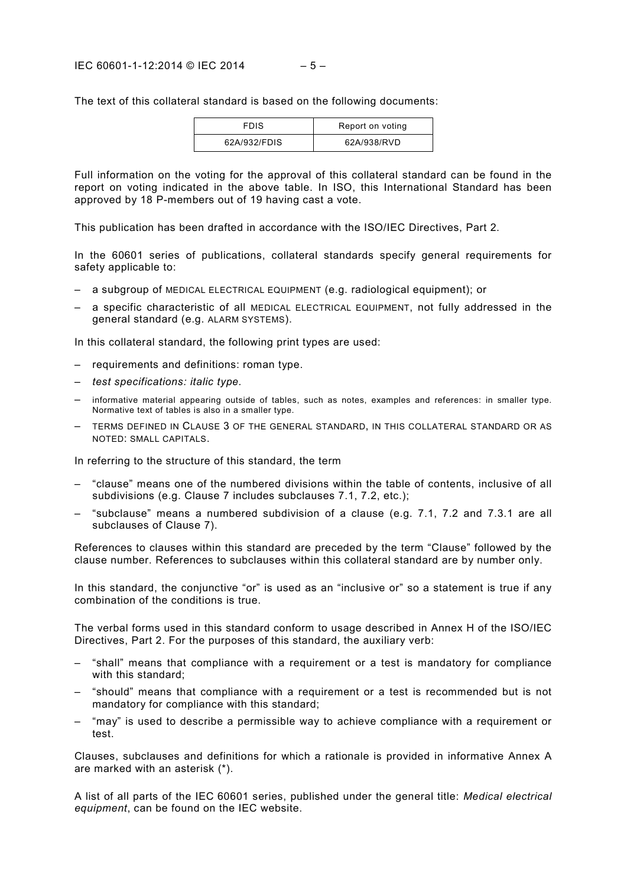The text of this collateral standard is based on the following documents:

| FDIS | Report on voting |
| --- | --- |
| 62A/932/FDIS | 62A/938/RVD |

Full information on the voting for the approval of this collateral standard can be found in the report on voting indicated in the above table. In ISO, this International Standard has been approved by 18 P-members out of 19 having cast a vote.

This publication has been drafted in accordance with the ISO/IEC Directives, Part 2.

In the 60601 series of publications, collateral standards specify general requirements for safety applicable to:

– a subgroup of MEDICAL ELECTRICAL EQUIPMENT (e.g. radiological equipment); or
– a specific characteristic of all MEDICAL ELECTRICAL EQUIPMENT, not fully addressed in the general standard (e.g. ALARM SYSTEMS).

In this collateral standard, the following print types are used:

– requirements and definitions: roman type.
– *test specifications: italic type.*
– informative material appearing outside of tables, such as notes, examples and references: in smaller type. Normative text of tables is also in a smaller type.
– TERMS DEFINED IN CLAUSE 3 OF THE GENERAL STANDARD, IN THIS COLLATERAL STANDARD OR AS NOTED: SMALL CAPITALS.

In referring to the structure of this standard, the term

– "clause" means one of the numbered divisions within the table of contents, inclusive of all subdivisions (e.g. Clause 7 includes subclauses 7.1, 7.2, etc.);
– "subclause" means a numbered subdivision of a clause (e.g. 7.1, 7.2 and 7.3.1 are all subclauses of Clause 7).

References to clauses within this standard are preceded by the term "Clause" followed by the clause number. References to subclauses within this collateral standard are by number only.

In this standard, the conjunctive "or" is used as an "inclusive or" so a statement is true if any combination of the conditions is true.

The verbal forms used in this standard conform to usage described in Annex H of the ISO/IEC Directives, Part 2. For the purposes of this standard, the auxiliary verb:

– "shall" means that compliance with a requirement or a test is mandatory for compliance with this standard;
– "should" means that compliance with a requirement or a test is recommended but is not mandatory for compliance with this standard;
– "may" is used to describe a permissible way to achieve compliance with a requirement or test.

Clauses, subclauses and definitions for which a rationale is provided in informative Annex A are marked with an asterisk (*).

A list of all parts of the IEC 60601 series, published under the general title: *Medical electrical equipment*, can be found on the IEC website.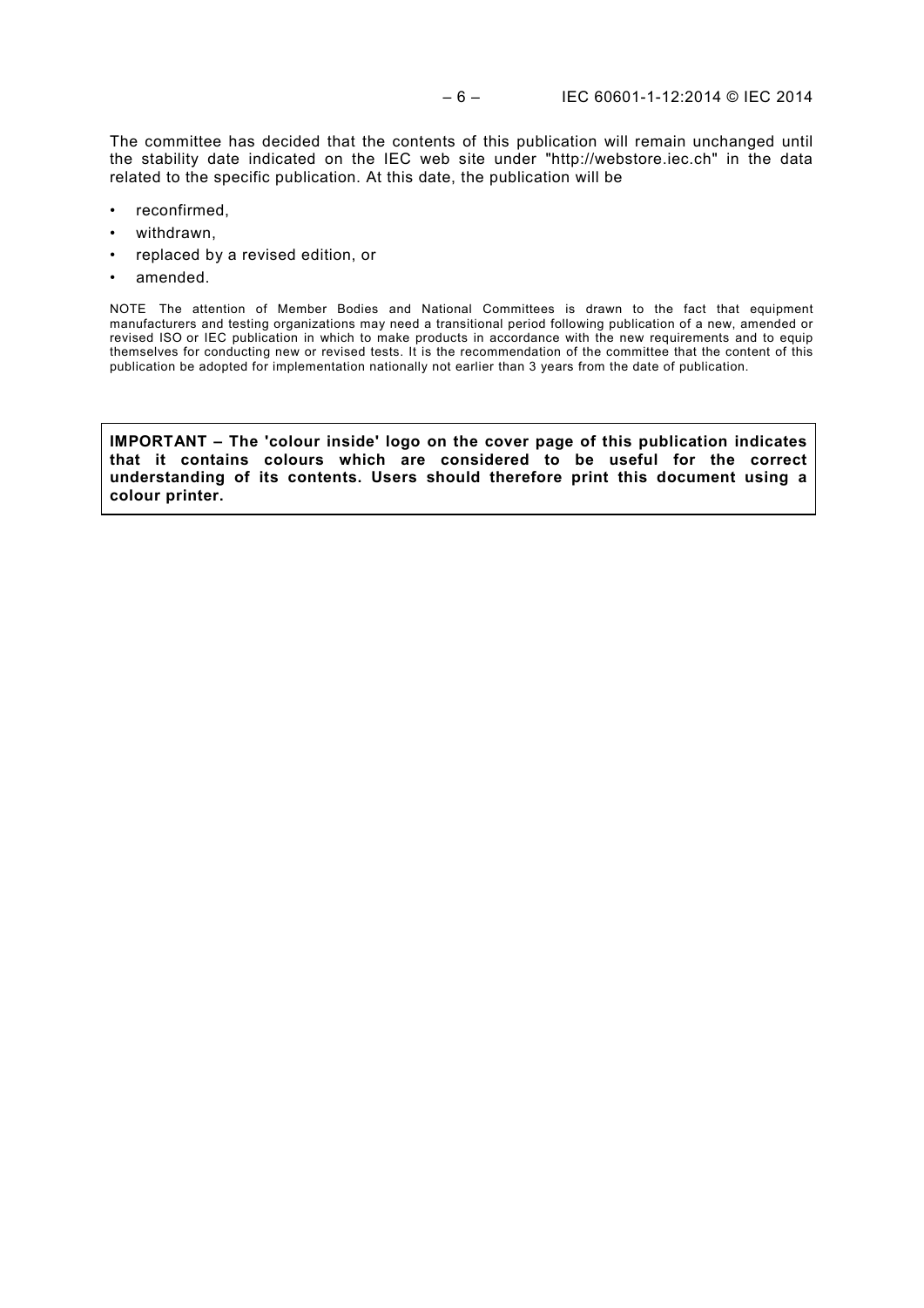The committee has decided that the contents of this publication will remain unchanged until the stability date indicated on the IEC web site under "http://webstore.iec.ch" in the data related to the specific publication. At this date, the publication will be

- reconfirmed,
- withdrawn,
- replaced by a revised edition, or
- amended.

NOTE The attention of Member Bodies and National Committees is drawn to the fact that equipment manufacturers and testing organizations may need a transitional period following publication of a new, amended or revised ISO or IEC publication in which to make products in accordance with the new requirements and to equip themselves for conducting new or revised tests. It is the recommendation of the committee that the content of this publication be adopted for implementation nationally not earlier than 3 years from the date of publication.

**IMPORTANT – The 'colour inside' logo on the cover page of this publication indicates that it contains colours which are considered to be useful for the correct understanding of its contents. Users should therefore print this document using a colour printer.**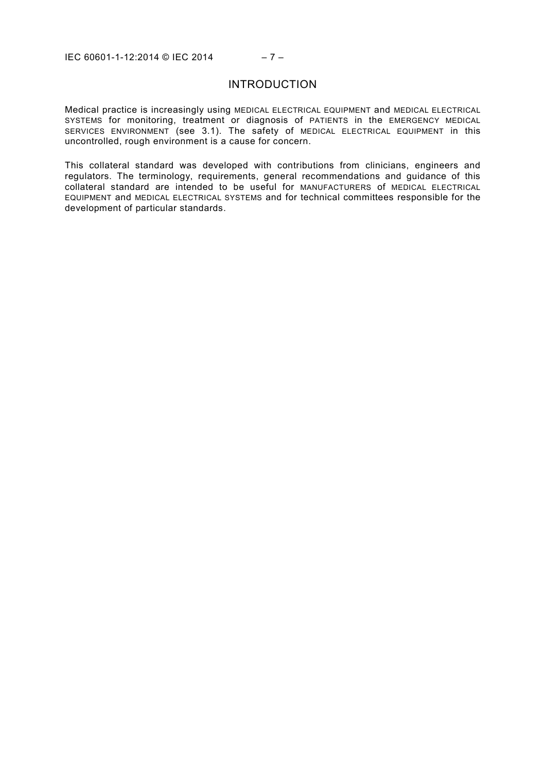# INTRODUCTION

Medical practice is increasingly using MEDICAL ELECTRICAL EQUIPMENT and MEDICAL ELECTRICAL SYSTEMS for monitoring, treatment or diagnosis of PATIENTS in the EMERGENCY MEDICAL SERVICES ENVIRONMENT (see 3.1). The safety of MEDICAL ELECTRICAL EQUIPMENT in this uncontrolled, rough environment is a cause for concern.

This collateral standard was developed with contributions from clinicians, engineers and regulators. The terminology, requirements, general recommendations and guidance of this collateral standard are intended to be useful for MANUFACTURERS of MEDICAL ELECTRICAL EQUIPMENT and MEDICAL ELECTRICAL SYSTEMS and for technical committees responsible for the development of particular standards.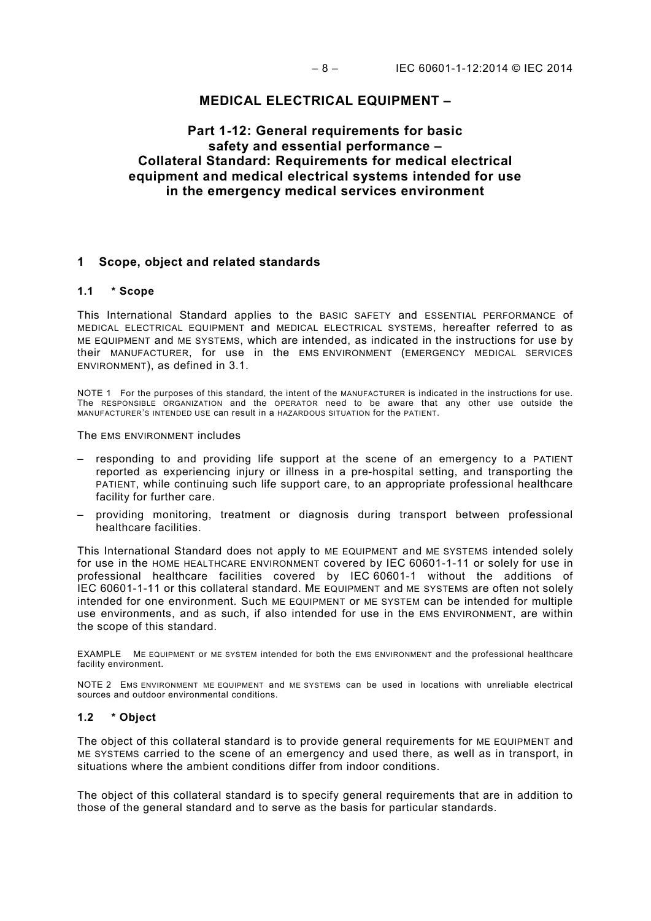# MEDICAL ELECTRICAL EQUIPMENT –

## Part 1-12: General requirements for basic safety and essential performance – Collateral Standard: Requirements for medical electrical equipment and medical electrical systems intended for use in the emergency medical services environment

## 1 Scope, object and related standards

### 1.1 * Scope

This International Standard applies to the BASIC SAFETY and ESSENTIAL PERFORMANCE of MEDICAL ELECTRICAL EQUIPMENT and MEDICAL ELECTRICAL SYSTEMS, hereafter referred to as ME EQUIPMENT and ME SYSTEMS, which are intended, as indicated in the instructions for use by their MANUFACTURER, for use in the EMS ENVIRONMENT (EMERGENCY MEDICAL SERVICES ENVIRONMENT), as defined in 3.1.

NOTE 1 For the purposes of this standard, the intent of the MANUFACTURER is indicated in the instructions for use. The RESPONSIBLE ORGANIZATION and the OPERATOR need to be aware that any other use outside the MANUFACTURER'S INTENDED USE can result in a HAZARDOUS SITUATION for the PATIENT.

The EMS ENVIRONMENT includes

– responding to and providing life support at the scene of an emergency to a PATIENT reported as experiencing injury or illness in a pre-hospital setting, and transporting the PATIENT, while continuing such life support care, to an appropriate professional healthcare facility for further care.
– providing monitoring, treatment or diagnosis during transport between professional healthcare facilities.

This International Standard does not apply to ME EQUIPMENT and ME SYSTEMS intended solely for use in the HOME HEALTHCARE ENVIRONMENT covered by IEC 60601-1-11 or solely for use in professional healthcare facilities covered by IEC 60601-1 without the additions of IEC 60601-1-11 or this collateral standard. ME EQUIPMENT and ME SYSTEMS are often not solely intended for one environment. Such ME EQUIPMENT or ME SYSTEM can be intended for multiple use environments, and as such, if also intended for use in the EMS ENVIRONMENT, are within the scope of this standard.

EXAMPLE ME EQUIPMENT or ME SYSTEM intended for both the EMS ENVIRONMENT and the professional healthcare facility environment.

NOTE 2 EMS ENVIRONMENT ME EQUIPMENT and ME SYSTEMS can be used in locations with unreliable electrical sources and outdoor environmental conditions.

### 1.2 * Object

The object of this collateral standard is to provide general requirements for ME EQUIPMENT and ME SYSTEMS carried to the scene of an emergency and used there, as well as in transport, in situations where the ambient conditions differ from indoor conditions.

The object of this collateral standard is to specify general requirements that are in addition to those of the general standard and to serve as the basis for particular standards.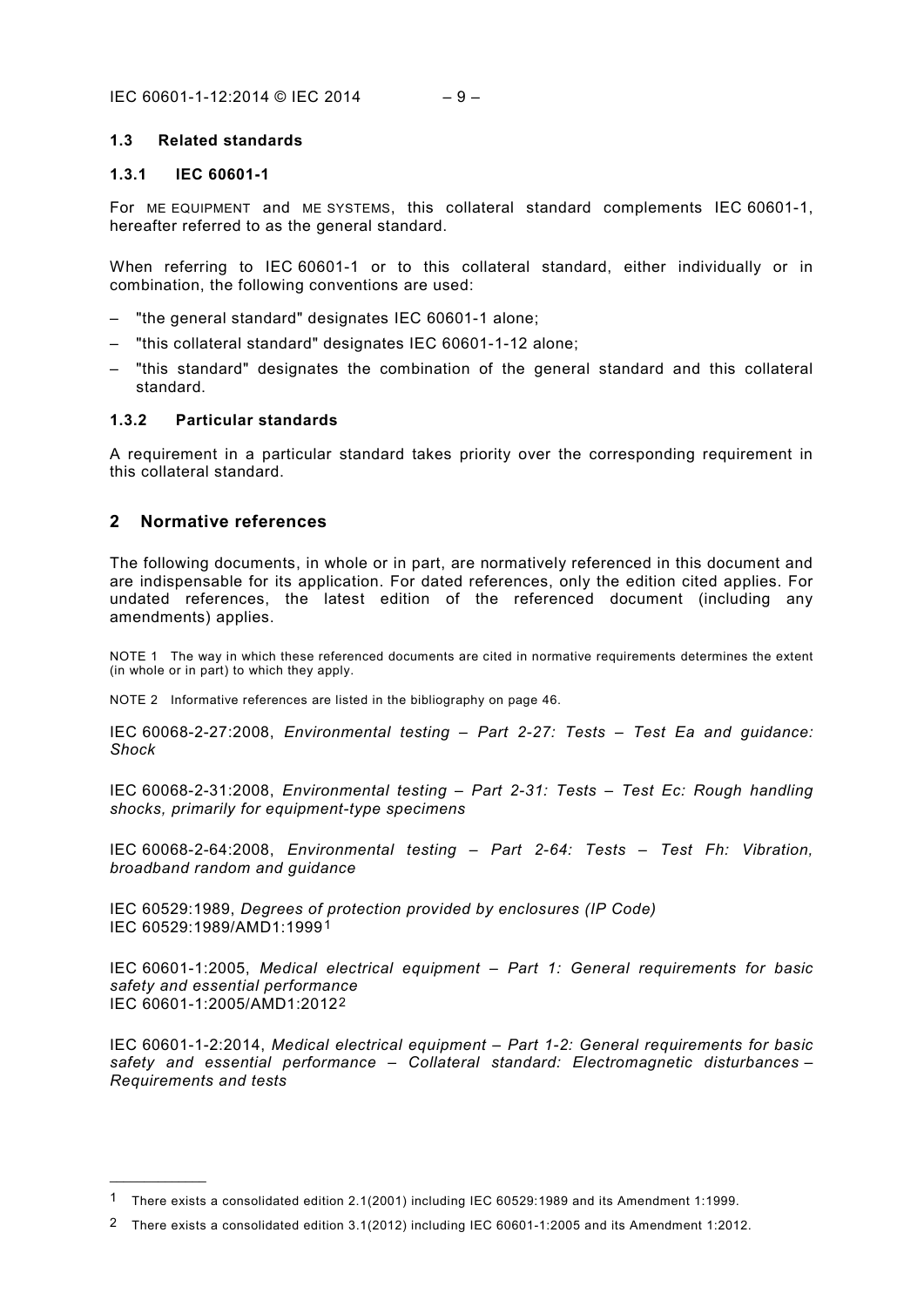### 1.3 Related standards

#### 1.3.1 IEC 60601-1

For ME EQUIPMENT and ME SYSTEMS, this collateral standard complements IEC 60601-1, hereafter referred to as the general standard.

When referring to IEC 60601-1 or to this collateral standard, either individually or in combination, the following conventions are used:

– "the general standard" designates IEC 60601-1 alone;

– "this collateral standard" designates IEC 60601-1-12 alone;

– "this standard" designates the combination of the general standard and this collateral standard.

#### 1.3.2 Particular standards

A requirement in a particular standard takes priority over the corresponding requirement in this collateral standard.

## 2 Normative references

The following documents, in whole or in part, are normatively referenced in this document and are indispensable for its application. For dated references, only the edition cited applies. For undated references, the latest edition of the referenced document (including any amendments) applies.

NOTE 1 The way in which these referenced documents are cited in normative requirements determines the extent (in whole or in part) to which they apply.

NOTE 2 Informative references are listed in the bibliography on page 46.

IEC 60068-2-27:2008, *Environmental testing – Part 2-27: Tests – Test Ea and guidance: Shock*

IEC 60068-2-31:2008, *Environmental testing – Part 2-31: Tests – Test Ec: Rough handling shocks, primarily for equipment-type specimens*

IEC 60068-2-64:2008, *Environmental testing – Part 2-64: Tests – Test Fh: Vibration, broadband random and guidance*

IEC 60529:1989, *Degrees of protection provided by enclosures (IP Code)*
IEC 60529:1989/AMD1:1999[1]

IEC 60601-1:2005, *Medical electrical equipment – Part 1: General requirements for basic safety and essential performance*
IEC 60601-1:2005/AMD1:2012[2]

IEC 60601-1-2:2014, *Medical electrical equipment – Part 1-2: General requirements for basic safety and essential performance – Collateral standard: Electromagnetic disturbances – Requirements and tests*

---

[1] There exists a consolidated edition 2.1(2001) including IEC 60529:1989 and its Amendment 1:1999.

[2] There exists a consolidated edition 3.1(2012) including IEC 60601-1:2005 and its Amendment 1:2012.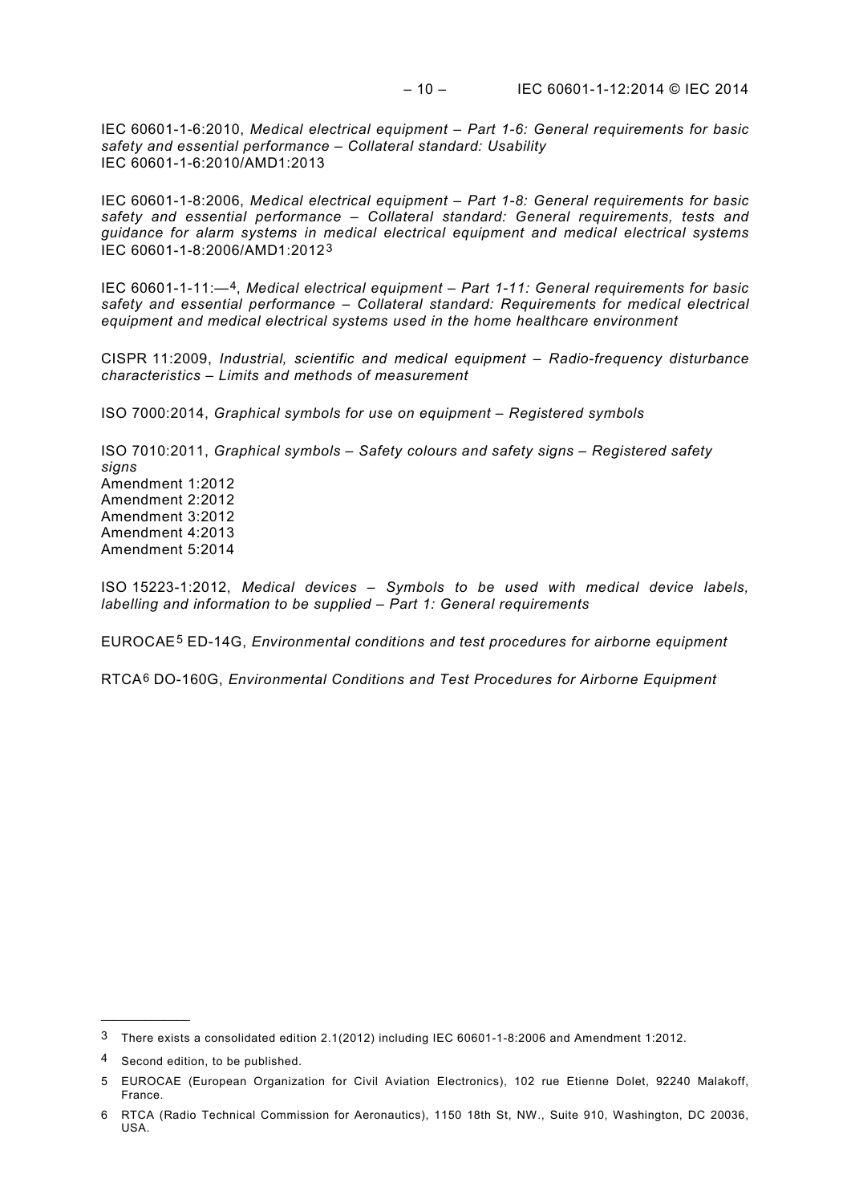IEC 60601-1-6:2010, *Medical electrical equipment – Part 1-6: General requirements for basic safety and essential performance – Collateral standard: Usability*
IEC 60601-1-6:2010/AMD1:2013

IEC 60601-1-8:2006, *Medical electrical equipment – Part 1-8: General requirements for basic safety and essential performance – Collateral standard: General requirements, tests and guidance for alarm systems in medical electrical equipment and medical electrical systems*
IEC 60601-1-8:2006/AMD1:2012[3]

IEC 60601-1-11:—[4], *Medical electrical equipment – Part 1-11: General requirements for basic safety and essential performance – Collateral standard: Requirements for medical electrical equipment and medical electrical systems used in the home healthcare environment*

CISPR 11:2009, *Industrial, scientific and medical equipment – Radio-frequency disturbance characteristics – Limits and methods of measurement*

ISO 7000:2014, *Graphical symbols for use on equipment – Registered symbols*

ISO 7010:2011, *Graphical symbols – Safety colours and safety signs – Registered safety signs*
Amendment 1:2012
Amendment 2:2012
Amendment 3:2012
Amendment 4:2013
Amendment 5:2014

ISO 15223-1:2012, *Medical devices – Symbols to be used with medical device labels, labelling and information to be supplied – Part 1: General requirements*

EUROCAE[5] ED-14G, *Environmental conditions and test procedures for airborne equipment*

RTCA[6] DO-160G, *Environmental Conditions and Test Procedures for Airborne Equipment*

---

[3] There exists a consolidated edition 2.1(2012) including IEC 60601-1-8:2006 and Amendment 1:2012.

[4] Second edition, to be published.

[5] EUROCAE (European Organization for Civil Aviation Electronics), 102 rue Etienne Dolet, 92240 Malakoff, France.

[6] RTCA (Radio Technical Commission for Aeronautics), 1150 18th St, NW., Suite 910, Washington, DC 20036, USA.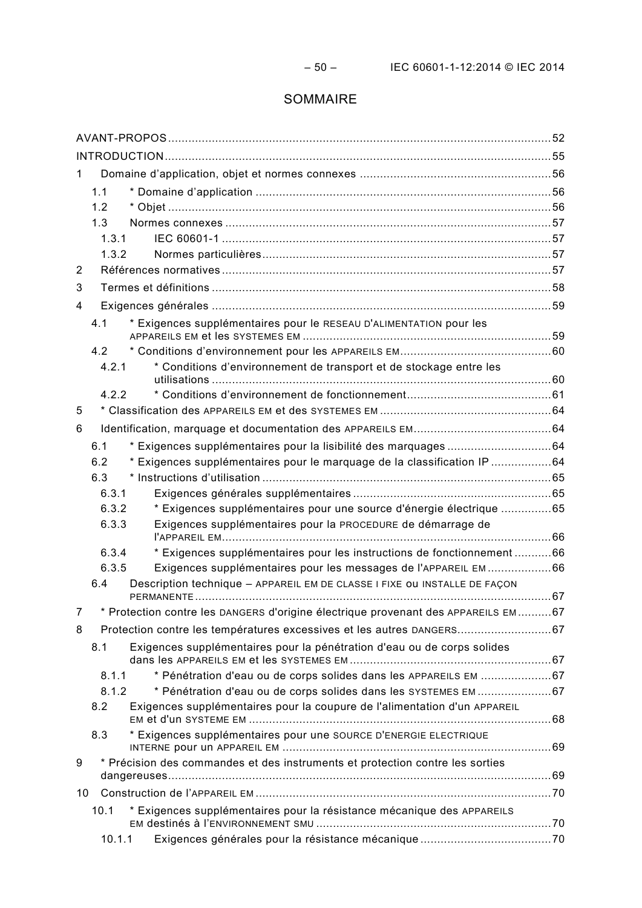# SOMMAIRE

AVANT-PROPOS .................................................................................................................. 52
INTRODUCTION ................................................................................................................... 55
1 Domaine d'application, objet et normes connexes ......................................................... 56
 1.1 * Domaine d'application ......................................................................................... 56
 1.2 * Objet .................................................................................................................. 56
 1.3 Normes connexes .................................................................................................. 57
  1.3.1 IEC 60601-1 .................................................................................................. 57
  1.3.2 Normes particulières ...................................................................................... 57
2 Références normatives ................................................................................................... 57
3 Termes et définitions ..................................................................................................... 58
4 Exigences générales ..................................................................................................... 59
 4.1 * Exigences supplémentaires pour le RESEAU D'ALIMENTATION pour les APPAREILS EM et les SYSTEMES EM ........................................................................... 59
 4.2 * Conditions d'environnement pour les APPAREILS EM ............................................. 60
  4.2.1 * Conditions d'environnement de transport et de stockage entre les utilisations ..................................................................................................... 60
  4.2.2 * Conditions d'environnement de fonctionnement ............................................ 61
5 * Classification des APPAREILS EM et des SYSTEMES EM ................................................... 64
6 Identification, marquage et documentation des APPAREILS EM ......................................... 64
 6.1 * Exigences supplémentaires pour la lisibilité des marquages ............................... 64
 6.2 * Exigences supplémentaires pour le marquage de la classification IP .................. 64
 6.3 * Instructions d'utilisation ..................................................................................... 65
  6.3.1 Exigences générales supplémentaires ........................................................... 65
  6.3.2 * Exigences supplémentaires pour une source d'énergie électrique ............... 65
  6.3.3 Exigences supplémentaires pour la PROCEDURE de démarrage de l'APPAREIL EM ................................................................................................. 66
  6.3.4 * Exigences supplémentaires pour les instructions de fonctionnement ........... 66
  6.3.5 Exigences supplémentaires pour les messages de l'APPAREIL EM ................... 66
 6.4 Description technique – APPAREIL EM DE CLASSE I FIXE ou INSTALLE DE FAÇON PERMANENTE ............................................................................................................ 67
7 * Protection contre les DANGERS d'origine électrique provenant des APPAREILS EM .......... 67
8 Protection contre les températures excessives et les autres DANGERS ............................ 67
 8.1 Exigences supplémentaires pour la pénétration d'eau ou de corps solides dans les APPAREILS EM et les SYSTEMES EM ............................................................ 67
  8.1.1 * Pénétration d'eau ou de corps solides dans les APPAREILS EM ..................... 67
  8.1.2 * Pénétration d'eau ou de corps solides dans les SYSTEMES EM ...................... 67
 8.2 Exigences supplémentaires pour la coupure de l'alimentation d'un APPAREIL EM et d'un SYSTEME EM .......................................................................................... 68
 8.3 * Exigences supplémentaires pour une SOURCE D'ENERGIE ELECTRIQUE INTERNE pour un APPAREIL EM ................................................................................ 69
9 * Précision des commandes et des instruments et protection contre les sorties dangereuses ................................................................................................................. 69
10 Construction de l'APPAREIL EM ....................................................................................... 70
 10.1 * Exigences supplémentaires pour la résistance mécanique des APPAREILS EM destinés à l'ENVIRONNEMENT SMU ..................................................................... 70
  10.1.1 Exigences générales pour la résistance mécanique ....................................... 70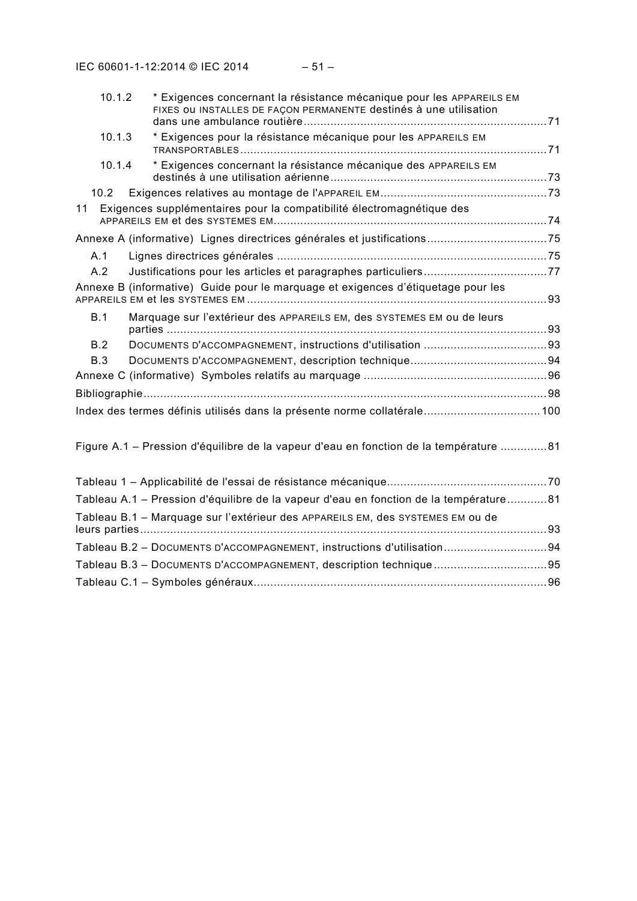10.1.2 * Exigences concernant la résistance mécanique pour les APPAREILS EM FIXES ou INSTALLES DE FAÇON PERMANENTE destinés à une utilisation dans une ambulance routière ........................................................................ 71

10.1.3 * Exigences pour la résistance mécanique pour les APPAREILS EM TRANSPORTABLES ........................................................................ 71

10.1.4 * Exigences concernant la résistance mécanique des APPAREILS EM destinés à une utilisation aérienne ........................................................................ 73

10.2 Exigences relatives au montage de l'APPAREIL EM ........................................................................ 73

11 Exigences supplémentaires pour la compatibilité électromagnétique des APPAREILS EM et des SYSTEMES EM ........................................................................ 74

Annexe A (informative) Lignes directrices générales et justifications ........................................................................ 75

A.1 Lignes directrices générales ........................................................................ 75

A.2 Justifications pour les articles et paragraphes particuliers ........................................................................ 77

Annexe B (informative) Guide pour le marquage et exigences d'étiquetage pour les APPAREILS EM et les SYSTEMES EM ........................................................................ 93

B.1 Marquage sur l'extérieur des APPAREILS EM, des SYSTEMES EM ou de leurs parties ........................................................................ 93

B.2 DOCUMENTS D'ACCOMPAGNEMENT, instructions d'utilisation ........................................................................ 93

B.3 DOCUMENTS D'ACCOMPAGNEMENT, description technique ........................................................................ 94

Annexe C (informative) Symboles relatifs au marquage ........................................................................ 96

Bibliographie ........................................................................ 98

Index des termes définis utilisés dans la présente norme collatérale ........................................................................ 100

Figure A.1 – Pression d'équilibre de la vapeur d'eau en fonction de la température ........................................................................ 81

Tableau 1 – Applicabilité de l'essai de résistance mécanique ........................................................................ 70

Tableau A.1 – Pression d'équilibre de la vapeur d'eau en fonction de la température ........................................................................ 81

Tableau B.1 – Marquage sur l'extérieur des APPAREILS EM, des SYSTEMES EM ou de leurs parties ........................................................................ 93

Tableau B.2 – DOCUMENTS D'ACCOMPAGNEMENT, instructions d'utilisation ........................................................................ 94

Tableau B.3 – DOCUMENTS D'ACCOMPAGNEMENT, description technique ........................................................................ 95

Tableau C.1 – Symboles généraux ........................................................................ 96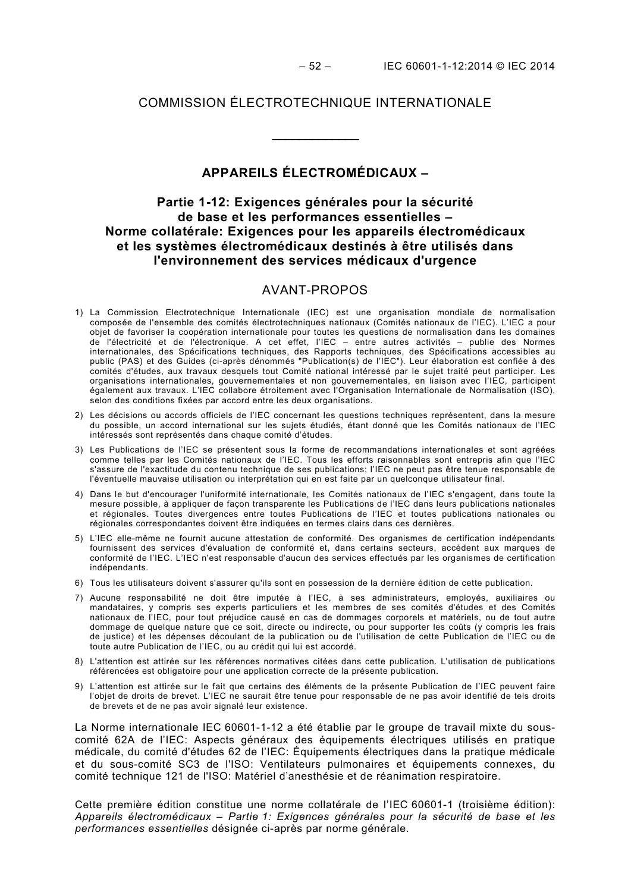COMMISSION ÉLECTROTECHNIQUE INTERNATIONALE

____________

# APPAREILS ÉLECTROMÉDICAUX –

## Partie 1-12: Exigences générales pour la sécurité de base et les performances essentielles – Norme collatérale: Exigences pour les appareils électromédicaux et les systèmes électromédicaux destinés à être utilisés dans l'environnement des services médicaux d'urgence

## AVANT-PROPOS

1) La Commission Electrotechnique Internationale (IEC) est une organisation mondiale de normalisation composée de l'ensemble des comités électrotechniques nationaux (Comités nationaux de l'IEC). L'IEC a pour objet de favoriser la coopération internationale pour toutes les questions de normalisation dans les domaines de l'électricité et de l'électronique. A cet effet, l'IEC – entre autres activités – publie des Normes internationales, des Spécifications techniques, des Rapports techniques, des Spécifications accessibles au public (PAS) et des Guides (ci-après dénommés "Publication(s) de l'IEC"). Leur élaboration est confiée à des comités d'études, aux travaux desquels tout Comité national intéressé par le sujet traité peut participer. Les organisations internationales, gouvernementales et non gouvernementales, en liaison avec l'IEC, participent également aux travaux. L'IEC collabore étroitement avec l'Organisation Internationale de Normalisation (ISO), selon des conditions fixées par accord entre les deux organisations.
2) Les décisions ou accords officiels de l'IEC concernant les questions techniques représentent, dans la mesure du possible, un accord international sur les sujets étudiés, étant donné que les Comités nationaux de l'IEC intéressés sont représentés dans chaque comité d'études.
3) Les Publications de l'IEC se présentent sous la forme de recommandations internationales et sont agréées comme telles par les Comités nationaux de l'IEC. Tous les efforts raisonnables sont entrepris afin que l'IEC s'assure de l'exactitude du contenu technique de ses publications; l'IEC ne peut pas être tenue responsable de l'éventuelle mauvaise utilisation ou interprétation qui en est faite par un quelconque utilisateur final.
4) Dans le but d'encourager l'uniformité internationale, les Comités nationaux de l'IEC s'engagent, dans toute la mesure possible, à appliquer de façon transparente les Publications de l'IEC dans leurs publications nationales et régionales. Toutes divergences entre toutes Publications de l'IEC et toutes publications nationales ou régionales correspondantes doivent être indiquées en termes clairs dans ces dernières.
5) L'IEC elle-même ne fournit aucune attestation de conformité. Des organismes de certification indépendants fournissent des services d'évaluation de conformité et, dans certains secteurs, accèdent aux marques de conformité de l'IEC. L'IEC n'est responsable d'aucun des services effectués par les organismes de certification indépendants.
6) Tous les utilisateurs doivent s'assurer qu'ils sont en possession de la dernière édition de cette publication.
7) Aucune responsabilité ne doit être imputée à l'IEC, à ses administrateurs, employés, auxiliaires ou mandataires, y compris ses experts particuliers et les membres de ses comités d'études et des Comités nationaux de l'IEC, pour tout préjudice causé en cas de dommages corporels et matériels, ou de tout autre dommage de quelque nature que ce soit, directe ou indirecte, ou pour supporter les coûts (y compris les frais de justice) et les dépenses découlant de la publication ou de l'utilisation de cette Publication de l'IEC ou de toute autre Publication de l'IEC, ou au crédit qui lui est accordé.
8) L'attention est attirée sur les références normatives citées dans cette publication. L'utilisation de publications référencées est obligatoire pour une application correcte de la présente publication.
9) L'attention est attirée sur le fait que certains des éléments de la présente Publication de l'IEC peuvent faire l'objet de droits de brevet. L'IEC ne saurait être tenue pour responsable de ne pas avoir identifié de tels droits de brevets et de ne pas avoir signalé leur existence.

La Norme internationale IEC 60601-1-12 a été établie par le groupe de travail mixte du sous-comité 62A de l'IEC: Aspects généraux des équipements électriques utilisés en pratique médicale, du comité d'études 62 de l'IEC: Équipements électriques dans la pratique médicale et du sous-comité SC3 de l'ISO: Ventilateurs pulmonaires et équipements connexes, du comité technique 121 de l'ISO: Matériel d'anesthésie et de réanimation respiratoire.

Cette première édition constitue une norme collatérale de l'IEC 60601-1 (troisième édition): *Appareils électromédicaux – Partie 1: Exigences générales pour la sécurité de base et les performances essentielles* désignée ci-après par norme générale.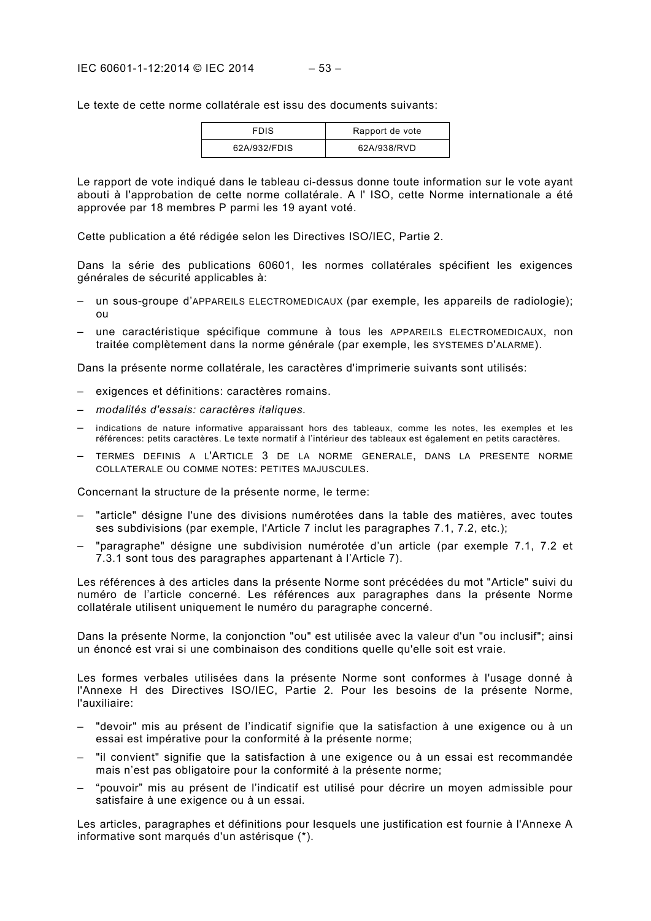Le texte de cette norme collatérale est issu des documents suivants:

| FDIS | Rapport de vote |
| --- | --- |
| 62A/932/FDIS | 62A/938/RVD |

Le rapport de vote indiqué dans le tableau ci-dessus donne toute information sur le vote ayant abouti à l'approbation de cette norme collatérale. A l' ISO, cette Norme internationale a été approvée par 18 membres P parmi les 19 ayant voté.

Cette publication a été rédigée selon les Directives ISO/IEC, Partie 2.

Dans la série des publications 60601, les normes collatérales spécifient les exigences générales de sécurité applicables à:

– un sous-groupe d'APPAREILS ELECTROMEDICAUX (par exemple, les appareils de radiologie); ou
– une caractéristique spécifique commune à tous les APPAREILS ELECTROMEDICAUX, non traitée complètement dans la norme générale (par exemple, les SYSTEMES D'ALARME).

Dans la présente norme collatérale, les caractères d'imprimerie suivants sont utilisés:

– exigences et définitions: caractères romains.
– *modalités d'essais: caractères italiques.*
– indications de nature informative apparaissant hors des tableaux, comme les notes, les exemples et les références: petits caractères. Le texte normatif à l'intérieur des tableaux est également en petits caractères.
– TERMES DEFINIS A L'ARTICLE 3 DE LA NORME GENERALE, DANS LA PRESENTE NORME COLLATERALE OU COMME NOTES: PETITES MAJUSCULES.

Concernant la structure de la présente norme, le terme:

– "article" désigne l'une des divisions numérotées dans la table des matières, avec toutes ses subdivisions (par exemple, l'Article 7 inclut les paragraphes 7.1, 7.2, etc.);
– "paragraphe" désigne une subdivision numérotée d'un article (par exemple 7.1, 7.2 et 7.3.1 sont tous des paragraphes appartenant à l'Article 7).

Les références à des articles dans la présente Norme sont précédées du mot "Article" suivi du numéro de l'article concerné. Les références aux paragraphes dans la présente Norme collatérale utilisent uniquement le numéro du paragraphe concerné.

Dans la présente Norme, la conjonction "ou" est utilisée avec la valeur d'un "ou inclusif"; ainsi un énoncé est vrai si une combinaison des conditions quelle qu'elle soit est vraie.

Les formes verbales utilisées dans la présente Norme sont conformes à l'usage donné à l'Annexe H des Directives ISO/IEC, Partie 2. Pour les besoins de la présente Norme, l'auxiliaire:

– "devoir" mis au présent de l'indicatif signifie que la satisfaction à une exigence ou à un essai est impérative pour la conformité à la présente norme;
– "il convient" signifie que la satisfaction à une exigence ou à un essai est recommandée mais n'est pas obligatoire pour la conformité à la présente norme;
– "pouvoir" mis au présent de l'indicatif est utilisé pour décrire un moyen admissible pour satisfaire à une exigence ou à un essai.

Les articles, paragraphes et définitions pour lesquels une justification est fournie à l'Annexe A informative sont marqués d'un astérisque (*).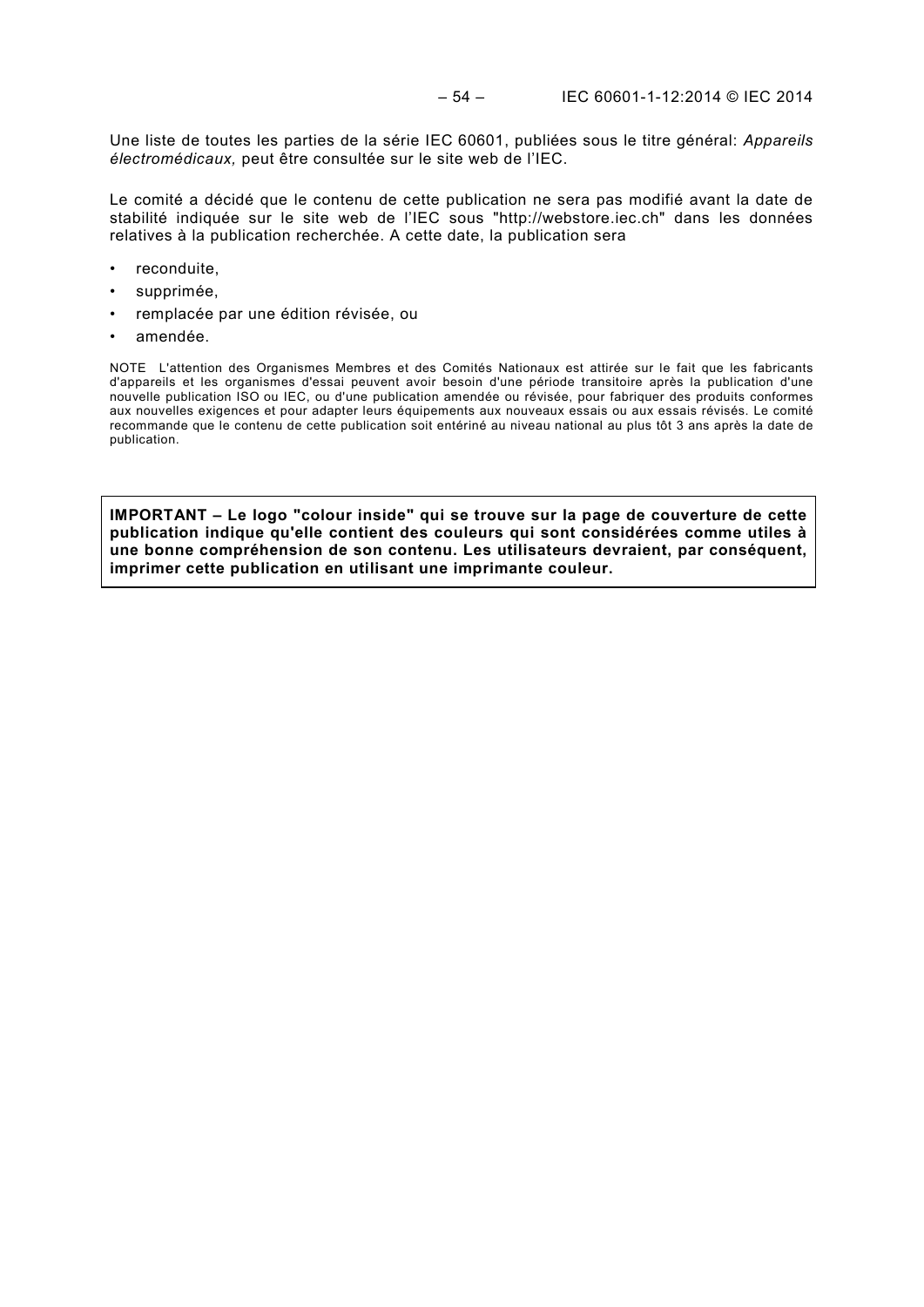Une liste de toutes les parties de la série IEC 60601, publiées sous le titre général: *Appareils électromédicaux,* peut être consultée sur le site web de l'IEC.

Le comité a décidé que le contenu de cette publication ne sera pas modifié avant la date de stabilité indiquée sur le site web de l'IEC sous "http://webstore.iec.ch" dans les données relatives à la publication recherchée. A cette date, la publication sera

- reconduite,
- supprimée,
- remplacée par une édition révisée, ou
- amendée.

NOTE L'attention des Organismes Membres et des Comités Nationaux est attirée sur le fait que les fabricants d'appareils et les organismes d'essai peuvent avoir besoin d'une période transitoire après la publication d'une nouvelle publication ISO ou IEC, ou d'une publication amendée ou révisée, pour fabriquer des produits conformes aux nouvelles exigences et pour adapter leurs équipements aux nouveaux essais ou aux essais révisés. Le comité recommande que le contenu de cette publication soit entériné au niveau national au plus tôt 3 ans après la date de publication.

**IMPORTANT – Le logo "colour inside" qui se trouve sur la page de couverture de cette publication indique qu'elle contient des couleurs qui sont considérées comme utiles à une bonne compréhension de son contenu. Les utilisateurs devraient, par conséquent, imprimer cette publication en utilisant une imprimante couleur.**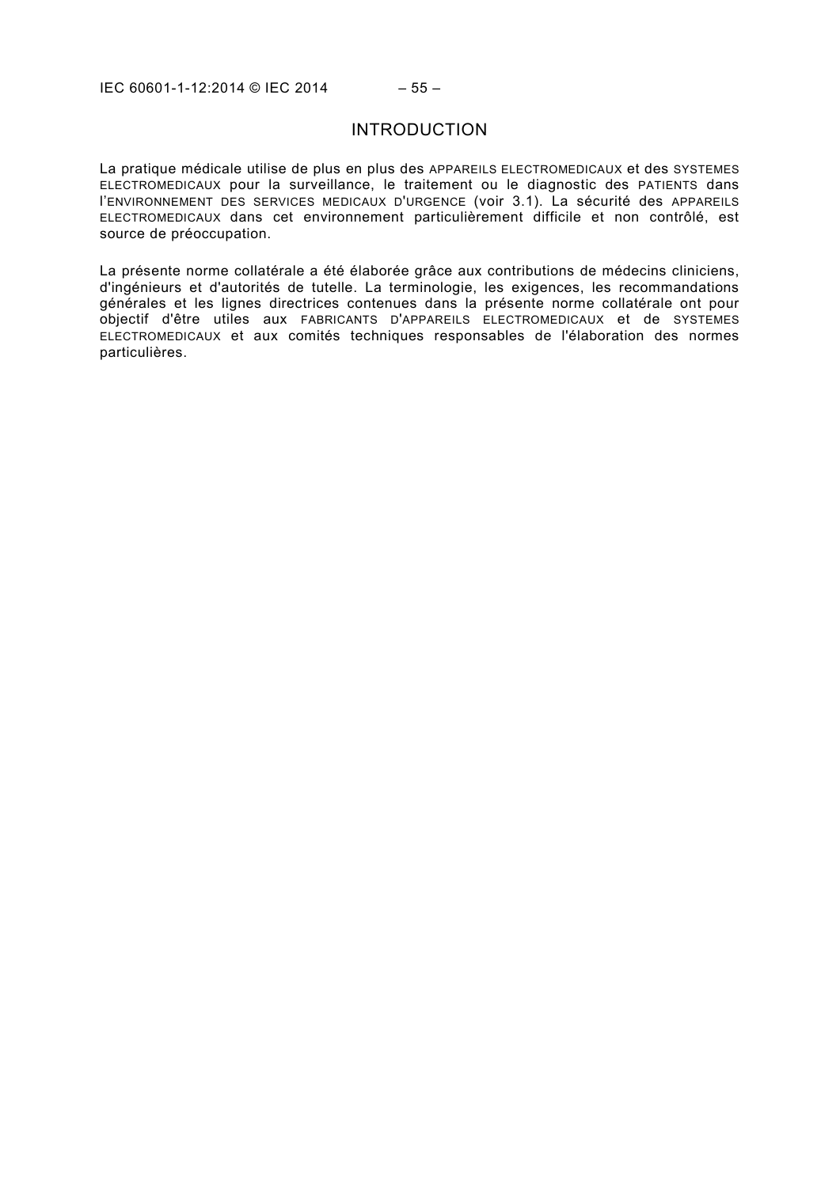# INTRODUCTION

La pratique médicale utilise de plus en plus des APPAREILS ELECTROMEDICAUX et des SYSTEMES ELECTROMEDICAUX pour la surveillance, le traitement ou le diagnostic des PATIENTS dans l'ENVIRONNEMENT DES SERVICES MEDICAUX D'URGENCE (voir 3.1). La sécurité des APPAREILS ELECTROMEDICAUX dans cet environnement particulièrement difficile et non contrôlé, est source de préoccupation.

La présente norme collatérale a été élaborée grâce aux contributions de médecins cliniciens, d'ingénieurs et d'autorités de tutelle. La terminologie, les exigences, les recommandations générales et les lignes directrices contenues dans la présente norme collatérale ont pour objectif d'être utiles aux FABRICANTS D'APPAREILS ELECTROMEDICAUX et de SYSTEMES ELECTROMEDICAUX et aux comités techniques responsables de l'élaboration des normes particulières.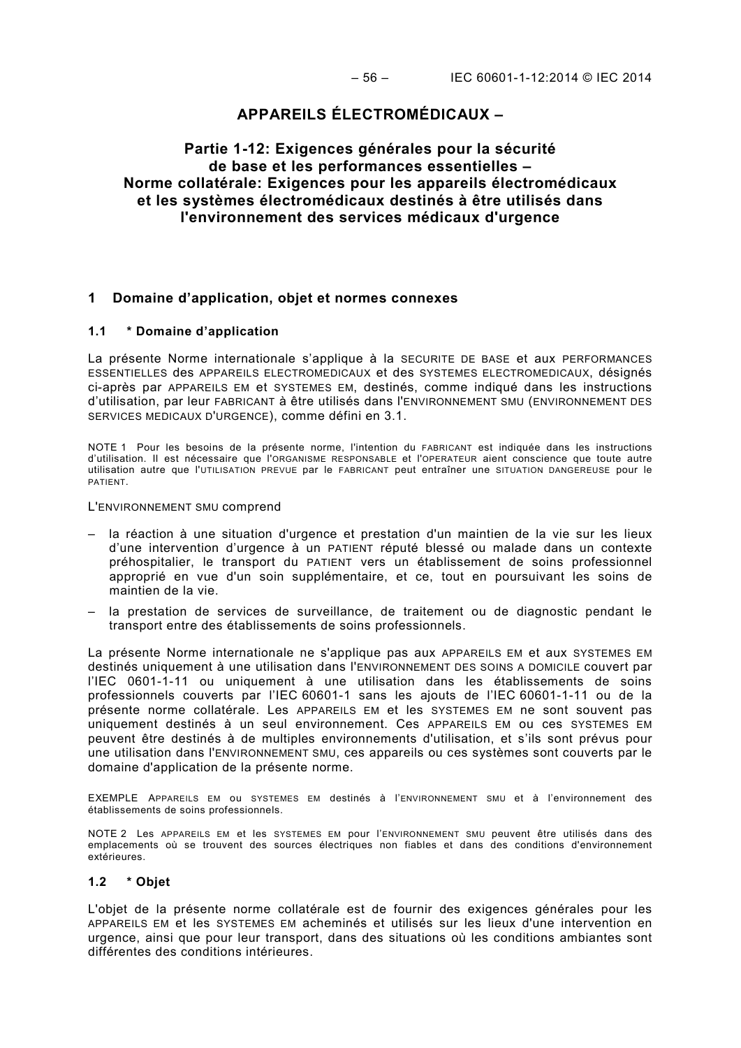# APPAREILS ÉLECTROMÉDICAUX –

## Partie 1-12: Exigences générales pour la sécurité de base et les performances essentielles – Norme collatérale: Exigences pour les appareils électromédicaux et les systèmes électromédicaux destinés à être utilisés dans l'environnement des services médicaux d'urgence

## 1 Domaine d'application, objet et normes connexes

### 1.1 * Domaine d'application

La présente Norme internationale s'applique à la SECURITE DE BASE et aux PERFORMANCES ESSENTIELLES des APPAREILS ELECTROMEDICAUX et des SYSTEMES ELECTROMEDICAUX, désignés ci-après par APPAREILS EM et SYSTEMES EM, destinés, comme indiqué dans les instructions d'utilisation, par leur FABRICANT à être utilisés dans l'ENVIRONNEMENT SMU (ENVIRONNEMENT DES SERVICES MEDICAUX D'URGENCE), comme défini en 3.1.

NOTE 1 Pour les besoins de la présente norme, l'intention du FABRICANT est indiquée dans les instructions d'utilisation. Il est nécessaire que l'ORGANISME RESPONSABLE et l'OPERATEUR aient conscience que toute autre utilisation autre que l'UTILISATION PREVUE par le FABRICANT peut entraîner une SITUATION DANGEREUSE pour le PATIENT.

L'ENVIRONNEMENT SMU comprend

- la réaction à une situation d'urgence et prestation d'un maintien de la vie sur les lieux d'une intervention d'urgence à un PATIENT réputé blessé ou malade dans un contexte préhospitalier, le transport du PATIENT vers un établissement de soins professionnel approprié en vue d'un soin supplémentaire, et ce, tout en poursuivant les soins de maintien de la vie.
- la prestation de services de surveillance, de traitement ou de diagnostic pendant le transport entre des établissements de soins professionnels.

La présente Norme internationale ne s'applique pas aux APPAREILS EM et aux SYSTEMES EM destinés uniquement à une utilisation dans l'ENVIRONNEMENT DES SOINS A DOMICILE couvert par l'IEC 0601-1-11 ou uniquement à une utilisation dans les établissements de soins professionnels couverts par l'IEC 60601-1 sans les ajouts de l'IEC 60601-1-11 ou de la présente norme collatérale. Les APPAREILS EM et les SYSTEMES EM ne sont souvent pas uniquement destinés à un seul environnement. Ces APPAREILS EM ou ces SYSTEMES EM peuvent être destinés à de multiples environnements d'utilisation, et s'ils sont prévus pour une utilisation dans l'ENVIRONNEMENT SMU, ces appareils ou ces systèmes sont couverts par le domaine d'application de la présente norme.

EXEMPLE APPAREILS EM ou SYSTEMES EM destinés à l'ENVIRONNEMENT SMU et à l'environnement des établissements de soins professionnels.

NOTE 2 Les APPAREILS EM et les SYSTEMES EM pour l'ENVIRONNEMENT SMU peuvent être utilisés dans des emplacements où se trouvent des sources électriques non fiables et dans des conditions d'environnement extérieures.

### 1.2 * Objet

L'objet de la présente norme collatérale est de fournir des exigences générales pour les APPAREILS EM et les SYSTEMES EM acheminés et utilisés sur les lieux d'une intervention en urgence, ainsi que pour leur transport, dans des situations où les conditions ambiantes sont différentes des conditions intérieures.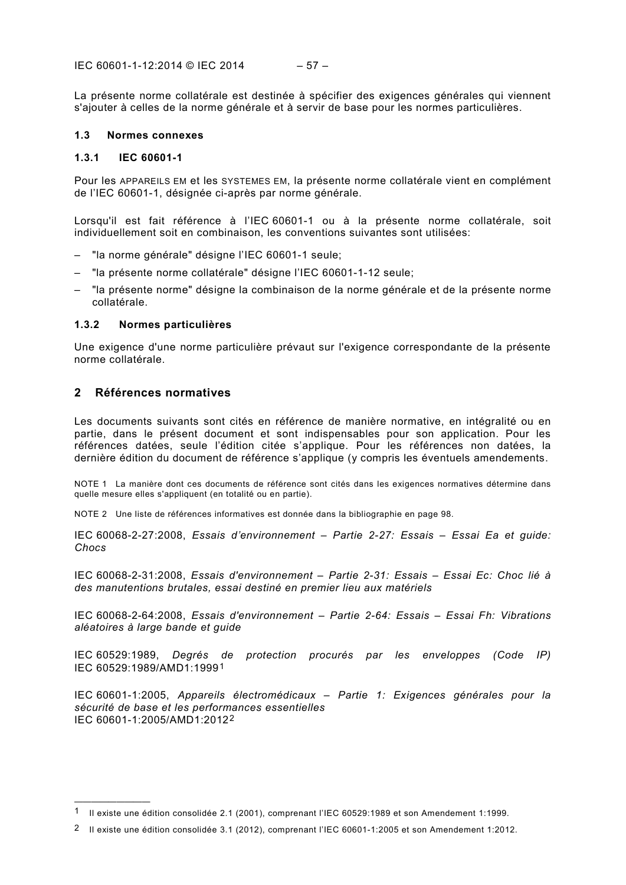La présente norme collatérale est destinée à spécifier des exigences générales qui viennent s'ajouter à celles de la norme générale et à servir de base pour les normes particulières.

### 1.3 Normes connexes

#### 1.3.1 IEC 60601-1

Pour les APPAREILS EM et les SYSTEMES EM, la présente norme collatérale vient en complément de l'IEC 60601-1, désignée ci-après par norme générale.

Lorsqu'il est fait référence à l'IEC 60601-1 ou à la présente norme collatérale, soit individuellement soit en combinaison, les conventions suivantes sont utilisées:

- "la norme générale" désigne l'IEC 60601-1 seule;
- "la présente norme collatérale" désigne l'IEC 60601-1-12 seule;
- "la présente norme" désigne la combinaison de la norme générale et de la présente norme collatérale.

#### 1.3.2 Normes particulières

Une exigence d'une norme particulière prévaut sur l'exigence correspondante de la présente norme collatérale.

## 2 Références normatives

Les documents suivants sont cités en référence de manière normative, en intégralité ou en partie, dans le présent document et sont indispensables pour son application. Pour les références datées, seule l'édition citée s'applique. Pour les références non datées, la dernière édition du document de référence s'applique (y compris les éventuels amendements.

NOTE 1 La manière dont ces documents de référence sont cités dans les exigences normatives détermine dans quelle mesure elles s'appliquent (en totalité ou en partie).

NOTE 2 Une liste de références informatives est donnée dans la bibliographie en page 98.

IEC 60068-2-27:2008, *Essais d'environnement – Partie 2-27: Essais – Essai Ea et guide: Chocs*

IEC 60068-2-31:2008, *Essais d'environnement – Partie 2-31: Essais – Essai Ec: Choc lié à des manutentions brutales, essai destiné en premier lieu aux matériels*

IEC 60068-2-64:2008, *Essais d'environnement – Partie 2-64: Essais – Essai Fh: Vibrations aléatoires à large bande et guide*

IEC 60529:1989, *Degrés de protection procurés par les enveloppes (Code IP)*
IEC 60529:1989/AMD1:1999[1]

IEC 60601-1:2005, *Appareils électromédicaux – Partie 1: Exigences générales pour la sécurité de base et les performances essentielles*
IEC 60601-1:2005/AMD1:2012[2]

---

[1] Il existe une édition consolidée 2.1 (2001), comprenant l'IEC 60529:1989 et son Amendement 1:1999.

[2] Il existe une édition consolidée 3.1 (2012), comprenant l'IEC 60601-1:2005 et son Amendement 1:2012.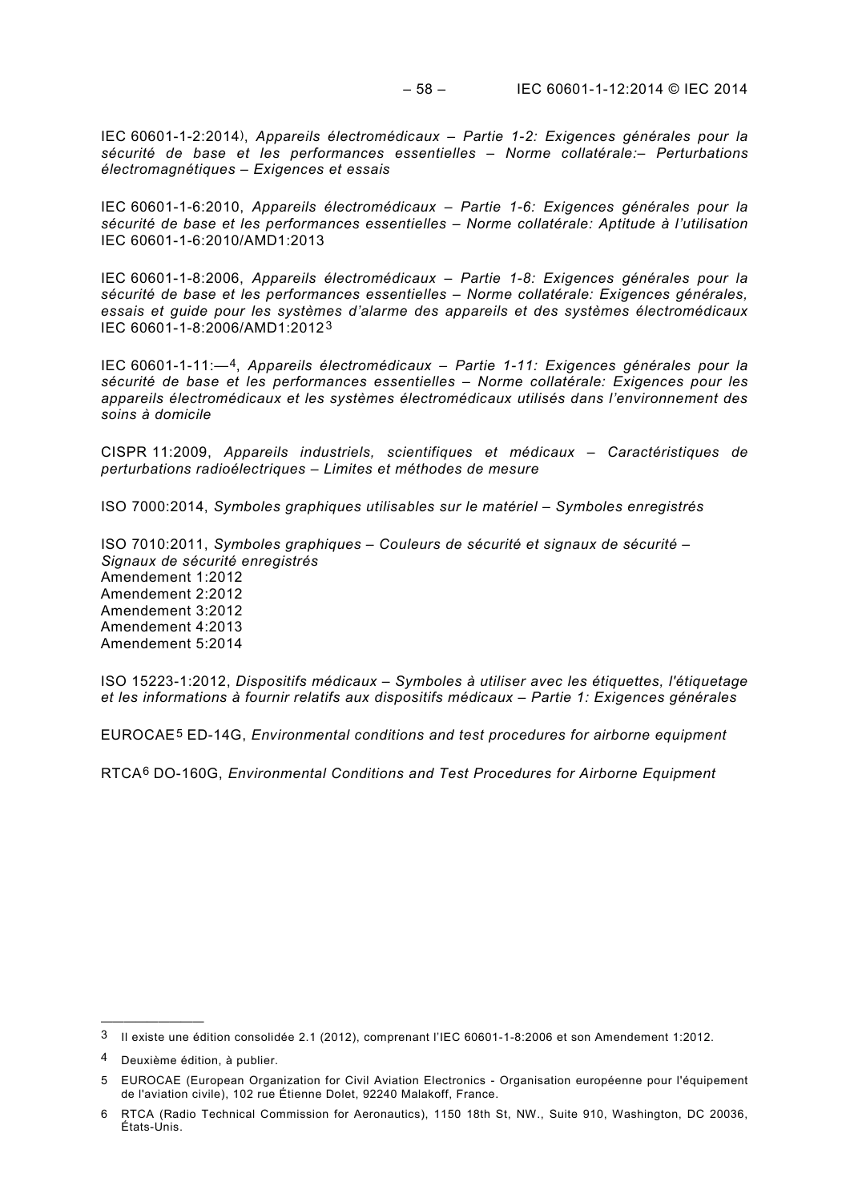IEC 60601-1-2:2014), *Appareils électromédicaux – Partie 1-2: Exigences générales pour la sécurité de base et les performances essentielles – Norme collatérale:– Perturbations électromagnétiques – Exigences et essais*

IEC 60601-1-6:2010, *Appareils électromédicaux – Partie 1-6: Exigences générales pour la sécurité de base et les performances essentielles – Norme collatérale: Aptitude à l'utilisation*
IEC 60601-1-6:2010/AMD1:2013

IEC 60601-1-8:2006, *Appareils électromédicaux – Partie 1-8: Exigences générales pour la sécurité de base et les performances essentielles – Norme collatérale: Exigences générales, essais et guide pour les systèmes d'alarme des appareils et des systèmes électromédicaux*
IEC 60601-1-8:2006/AMD1:2012[3]

IEC 60601-1-11:—[4], *Appareils électromédicaux – Partie 1-11: Exigences générales pour la sécurité de base et les performances essentielles – Norme collatérale: Exigences pour les appareils électromédicaux et les systèmes électromédicaux utilisés dans l'environnement des soins à domicile*

CISPR 11:2009, *Appareils industriels, scientifiques et médicaux – Caractéristiques de perturbations radioélectriques – Limites et méthodes de mesure*

ISO 7000:2014, *Symboles graphiques utilisables sur le matériel – Symboles enregistrés*

ISO 7010:2011, *Symboles graphiques – Couleurs de sécurité et signaux de sécurité – Signaux de sécurité enregistrés*
Amendement 1:2012
Amendement 2:2012
Amendement 3:2012
Amendement 4:2013
Amendement 5:2014

ISO 15223-1:2012, *Dispositifs médicaux – Symboles à utiliser avec les étiquettes, l'étiquetage et les informations à fournir relatifs aux dispositifs médicaux – Partie 1: Exigences générales*

EUROCAE[5] ED-14G, *Environmental conditions and test procedures for airborne equipment*

RTCA[6] DO-160G, *Environmental Conditions and Test Procedures for Airborne Equipment*

---

3 Il existe une édition consolidée 2.1 (2012), comprenant l'IEC 60601-1-8:2006 et son Amendement 1:2012.

4 Deuxième édition, à publier.

5 EUROCAE (European Organization for Civil Aviation Electronics - Organisation européenne pour l'équipement de l'aviation civile), 102 rue Étienne Dolet, 92240 Malakoff, France.

6 RTCA (Radio Technical Commission for Aeronautics), 1150 18th St, NW., Suite 910, Washington, DC 20036, États-Unis.